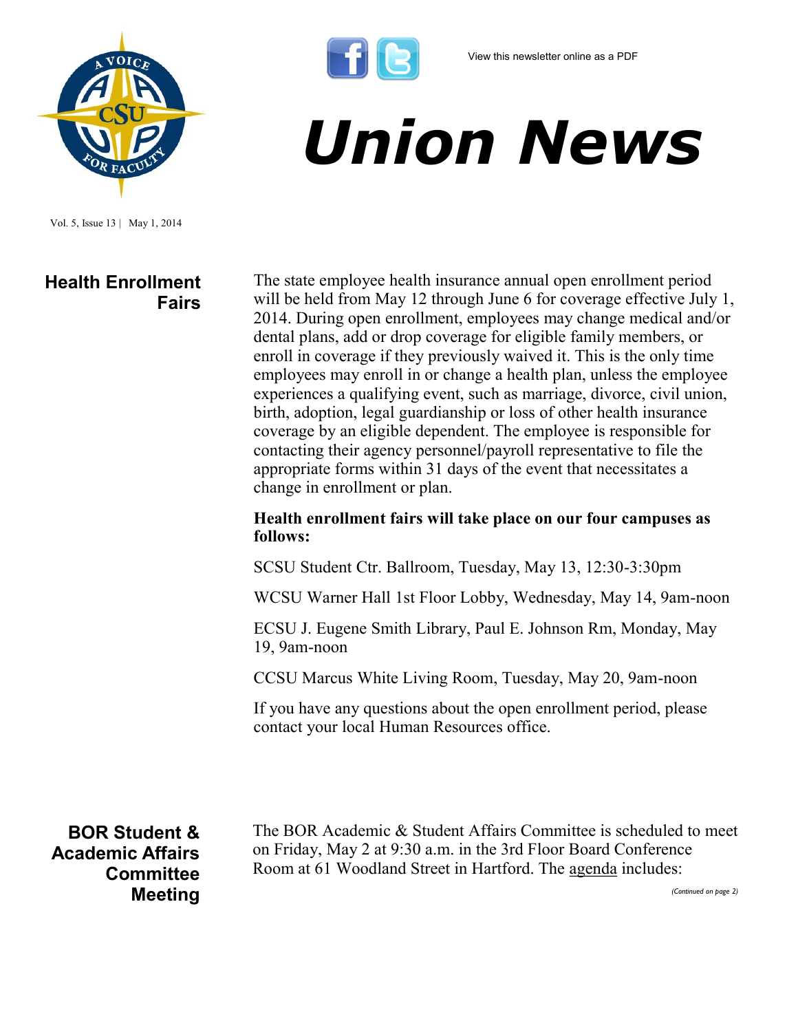View this newsletter online as a PDF

# Union News

Vol. 5, Issue 13 | May 1, 2014

## Health Enrollment Fairs

The state employee health insurance annual open enrollment period will be held from May 12 through June 6 for coverage effective July 1, 2014. During open enrollment, employees may change medical and/or dental plans, add or drop coverage for eligible family members, or enroll in coverage if they previously waived it. This is the only time employees may enroll in or change a health plan, unless the employee experiences a qualifying event, such as marriage, divorce, civil union, birth, adoption, legal guardianship or loss of other health insurance coverage by an eligible dependent. The employee is responsible for contacting their agency personnel/payroll representative to file the appropriate forms within 31 days of the event that necessitates a change in enrollment or plan.

**Health enrollment fairs will take place on our four campuses as follows:**

SCSU Student Ctr. Ballroom, Tuesday, May 13, 12:30-3:30pm

WCSU Warner Hall 1st Floor Lobby, Wednesday, May 14, 9am-noon

ECSU J. Eugene Smith Library, Paul E. Johnson Rm, Monday, May 19, 9am-noon

CCSU Marcus White Living Room, Tuesday, May 20, 9am-noon

If you have any questions about the open enrollment period, please contact your local Human Resources office.

## BOR Student & Academic Affairs Committee Meeting

The BOR Academic & Student Affairs Committee is scheduled to meet on Friday, May 2 at 9:30 a.m. in the 3rd Floor Board Conference Room at 61 Woodland Street in Hartford. The agenda includes:

*(Continued on page 2)*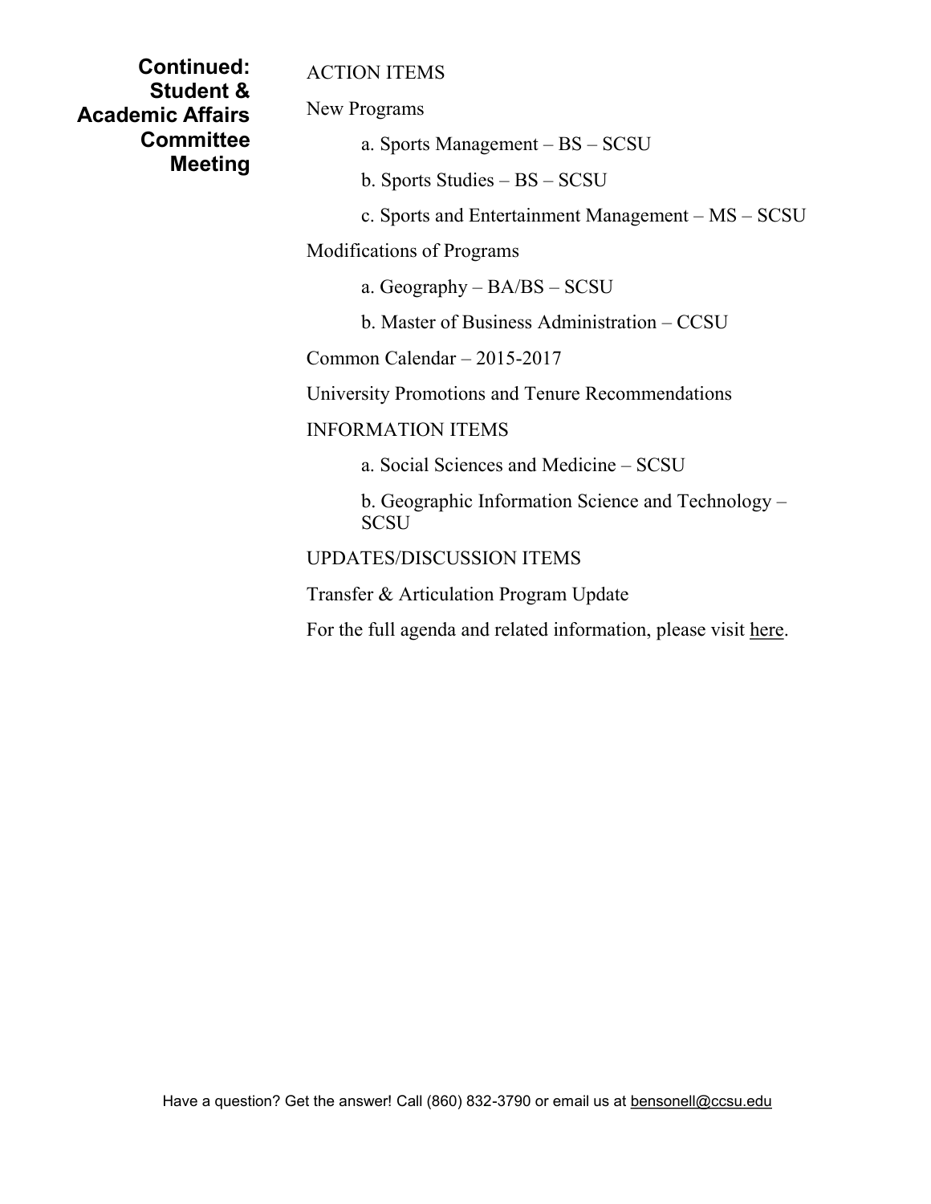**Continued: Student & Academic Affairs Committee Meeting**

ACTION ITEMS

New Programs

a. Sports Management – BS – SCSU

b. Sports Studies – BS – SCSU

c. Sports and Entertainment Management – MS – SCSU

Modifications of Programs

a. Geography – BA/BS – SCSU

b. Master of Business Administration – CCSU

Common Calendar – 2015-2017

University Promotions and Tenure Recommendations

INFORMATION ITEMS

a. Social Sciences and Medicine – SCSU

b. Geographic Information Science and Technology – SCSU

UPDATES/DISCUSSION ITEMS

Transfer & Articulation Program Update

For the full agenda and related information, please visit here.

Have a question? Get the answer! Call (860) 832-3790 or email us at bensonell@ccsu.edu